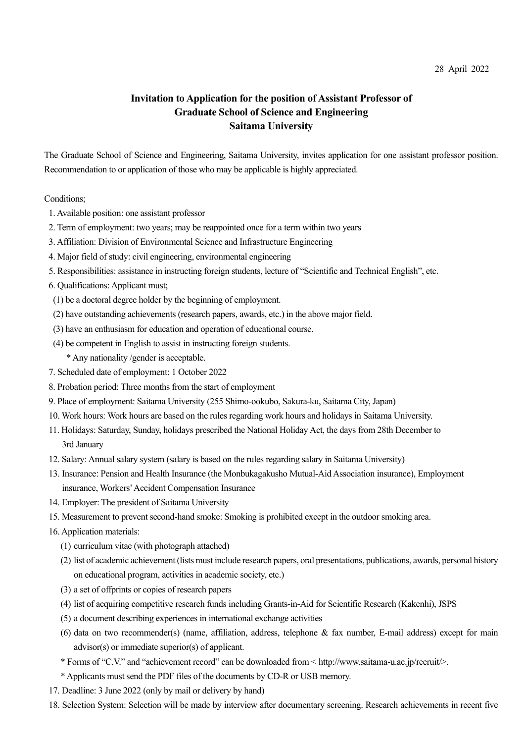28 April 2022

# Invitation to Application for the position of Assistant Professor of Graduate School of Science and Engineering Saitama University

The Graduate School of Science and Engineering, Saitama University, invites application for one assistant professor position. Recommendation to or application of those who may be applicable is highly appreciated.

Conditions;

1. Available position: one assistant professor
2. Term of employment: two years; may be reappointed once for a term within two years
3. Affiliation: Division of Environmental Science and Infrastructure Engineering
4. Major field of study: civil engineering, environmental engineering
5. Responsibilities: assistance in instructing foreign students, lecture of "Scientific and Technical English", etc.
6. Qualifications: Applicant must;
   (1) be a doctoral degree holder by the beginning of employment.
   (2) have outstanding achievements (research papers, awards, etc.) in the above major field.
   (3) have an enthusiasm for education and operation of educational course.
   (4) be competent in English to assist in instructing foreign students.
   * Any nationality /gender is acceptable.
7. Scheduled date of employment: 1 October 2022
8. Probation period: Three months from the start of employment
9. Place of employment: Saitama University (255 Shimo-ookubo, Sakura-ku, Saitama City, Japan)
10. Work hours: Work hours are based on the rules regarding work hours and holidays in Saitama University.
11. Holidays: Saturday, Sunday, holidays prescribed the National Holiday Act, the days from 28th December to 3rd January
12. Salary: Annual salary system (salary is based on the rules regarding salary in Saitama University)
13. Insurance: Pension and Health Insurance (the Monbukagakusho Mutual-Aid Association insurance), Employment insurance, Workers' Accident Compensation Insurance
14. Employer: The president of Saitama University
15. Measurement to prevent second-hand smoke: Smoking is prohibited except in the outdoor smoking area.
16. Application materials:
    (1) curriculum vitae (with photograph attached)
    (2) list of academic achievement (lists must include research papers, oral presentations, publications, awards, personal history on educational program, activities in academic society, etc.)
    (3) a set of offprints or copies of research papers
    (4) list of acquiring competitive research funds including Grants-in-Aid for Scientific Research (Kakenhi), JSPS
    (5) a document describing experiences in international exchange activities
    (6) data on two recommender(s) (name, affiliation, address, telephone & fax number, E-mail address) except for main advisor(s) or immediate superior(s) of applicant.
    * Forms of "C.V." and "achievement record" can be downloaded from < http://www.saitama-u.ac.jp/recruit/>.
    * Applicants must send the PDF files of the documents by CD-R or USB memory.
17. Deadline: 3 June 2022 (only by mail or delivery by hand)
18. Selection System: Selection will be made by interview after documentary screening. Research achievements in recent five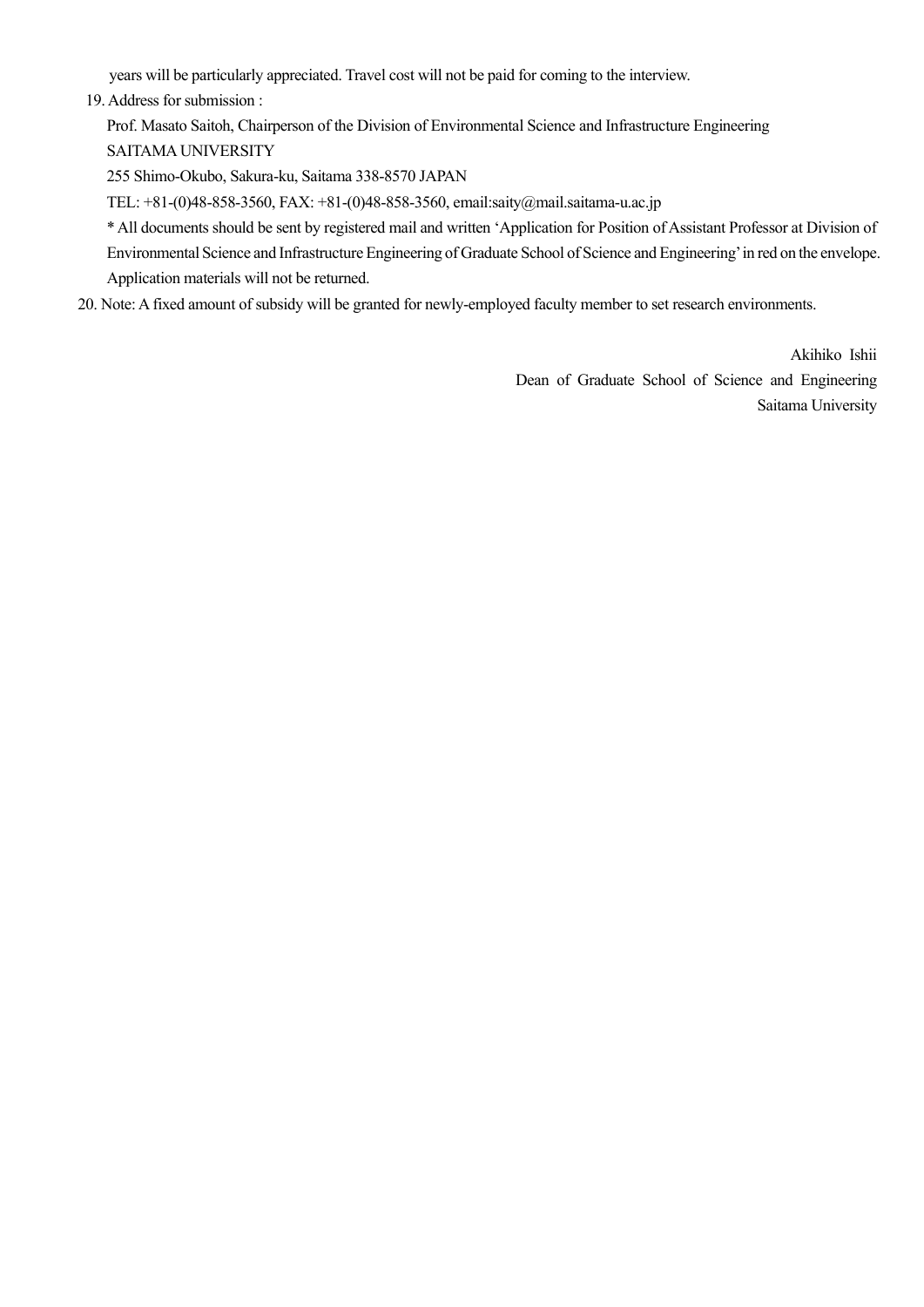years will be particularly appreciated. Travel cost will not be paid for coming to the interview.

19. Address for submission :

    Prof. Masato Saitoh, Chairperson of the Division of Environmental Science and Infrastructure Engineering

    SAITAMA UNIVERSITY

    255 Shimo-Okubo, Sakura-ku, Saitama 338-8570 JAPAN

    TEL: +81-(0)48-858-3560, FAX: +81-(0)48-858-3560, email:saity@mail.saitama-u.ac.jp

    * All documents should be sent by registered mail and written 'Application for Position of Assistant Professor at Division of Environmental Science and Infrastructure Engineering of Graduate School of Science and Engineering' in red on the envelope. Application materials will not be returned.

20. Note: A fixed amount of subsidy will be granted for newly-employed faculty member to set research environments.

Akihiko Ishii

Dean of Graduate School of Science and Engineering

Saitama University